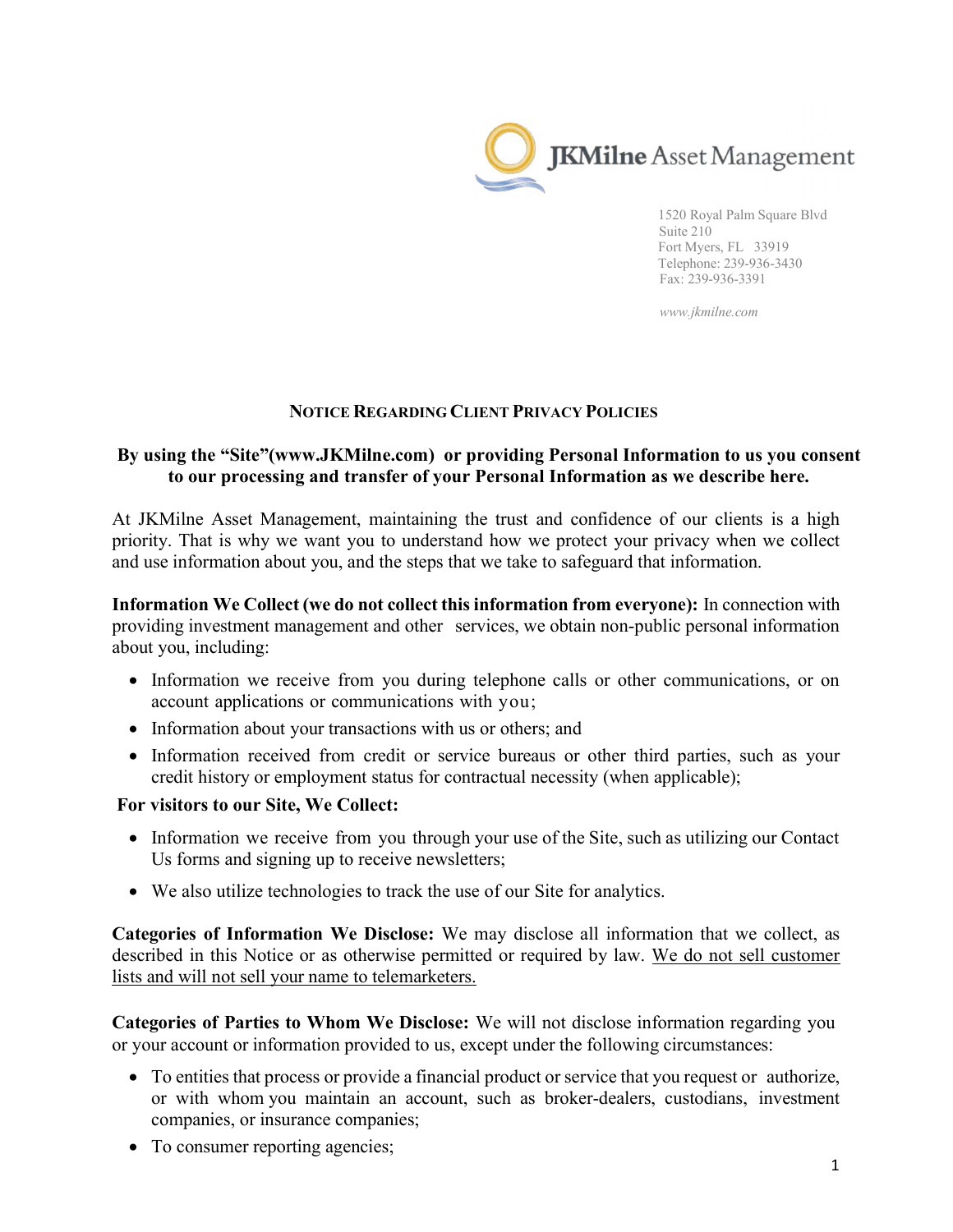JKMilne Asset Management

1520 Royal Palm Square Blvd
Suite 210
Fort Myers, FL 33919
Telephone: 239-936-3430
Fax: 239-936-3391

*www.jkmilne.com*

## NOTICE REGARDING CLIENT PRIVACY POLICIES

**By using the "Site"(www.JKMilne.com) or providing Personal Information to us you consent to our processing and transfer of your Personal Information as we describe here.**

At JKMilne Asset Management, maintaining the trust and confidence of our clients is a high priority. That is why we want you to understand how we protect your privacy when we collect and use information about you, and the steps that we take to safeguard that information.

**Information We Collect (we do not collect this information from everyone):** In connection with providing investment management and other services, we obtain non-public personal information about you, including:

- Information we receive from you during telephone calls or other communications, or on account applications or communications with you;
- Information about your transactions with us or others; and
- Information received from credit or service bureaus or other third parties, such as your credit history or employment status for contractual necessity (when applicable);

**For visitors to our Site, We Collect:**

- Information we receive from you through your use of the Site, such as utilizing our Contact Us forms and signing up to receive newsletters;
- We also utilize technologies to track the use of our Site for analytics.

**Categories of Information We Disclose:** We may disclose all information that we collect, as described in this Notice or as otherwise permitted or required by law. <u>We do not sell customer lists and will not sell your name to telemarketers.</u>

**Categories of Parties to Whom We Disclose:** We will not disclose information regarding you or your account or information provided to us, except under the following circumstances:

- To entities that process or provide a financial product or service that you request or authorize, or with whom you maintain an account, such as broker-dealers, custodians, investment companies, or insurance companies;
- To consumer reporting agencies;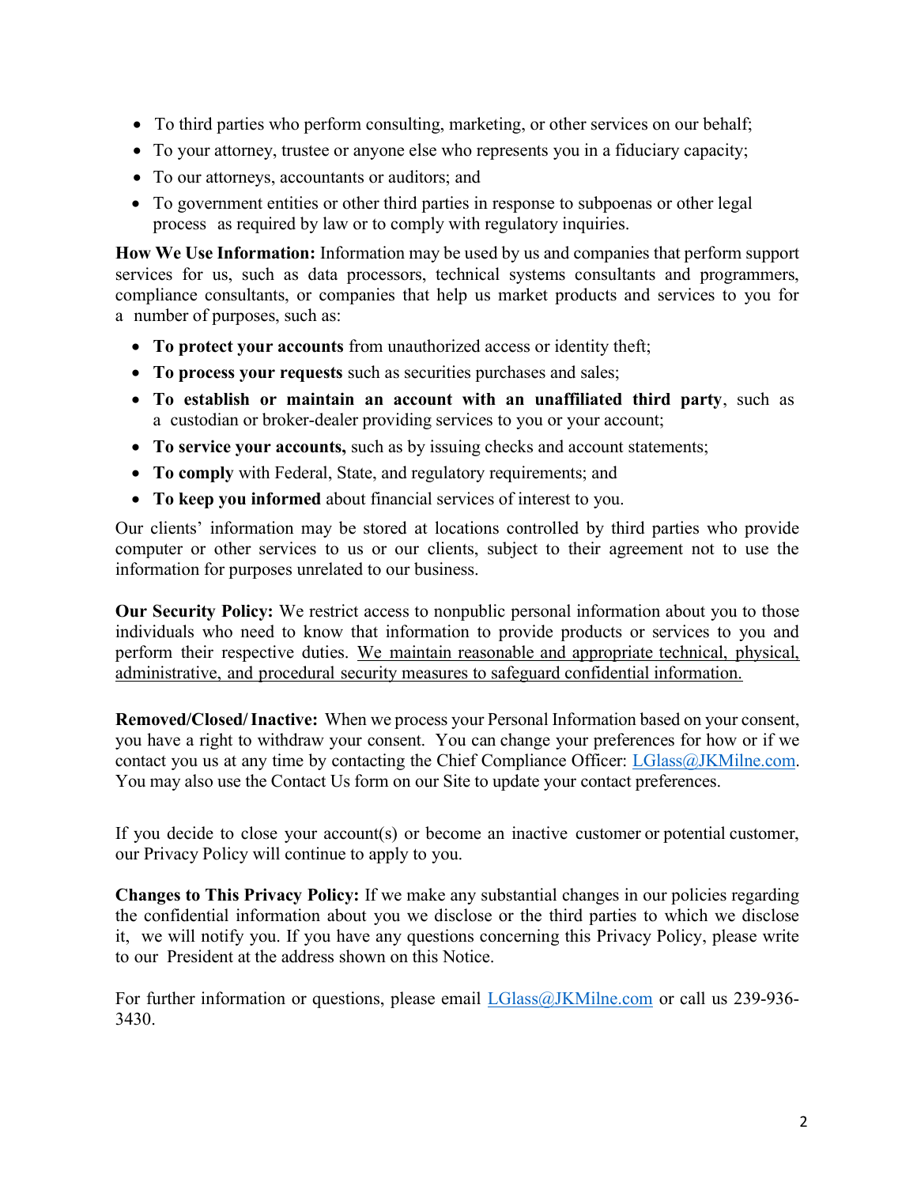- To third parties who perform consulting, marketing, or other services on our behalf;
- To your attorney, trustee or anyone else who represents you in a fiduciary capacity;
- To our attorneys, accountants or auditors; and
- To government entities or other third parties in response to subpoenas or other legal process as required by law or to comply with regulatory inquiries.

**How We Use Information:** Information may be used by us and companies that perform support services for us, such as data processors, technical systems consultants and programmers, compliance consultants, or companies that help us market products and services to you for a number of purposes, such as:

- **To protect your accounts** from unauthorized access or identity theft;
- **To process your requests** such as securities purchases and sales;
- **To establish or maintain an account with an unaffiliated third party**, such as a custodian or broker-dealer providing services to you or your account;
- **To service your accounts,** such as by issuing checks and account statements;
- **To comply** with Federal, State, and regulatory requirements; and
- **To keep you informed** about financial services of interest to you.

Our clients' information may be stored at locations controlled by third parties who provide computer or other services to us or our clients, subject to their agreement not to use the information for purposes unrelated to our business.

**Our Security Policy:** We restrict access to nonpublic personal information about you to those individuals who need to know that information to provide products or services to you and perform their respective duties. <u>We maintain reasonable and appropriate technical, physical, administrative, and procedural security measures to safeguard confidential information.</u>

**Removed/Closed/ Inactive:** When we process your Personal Information based on your consent, you have a right to withdraw your consent. You can change your preferences for how or if we contact you us at any time by contacting the Chief Compliance Officer: LGlass@JKMilne.com. You may also use the Contact Us form on our Site to update your contact preferences.

If you decide to close your account(s) or become an inactive customer or potential customer, our Privacy Policy will continue to apply to you.

**Changes to This Privacy Policy:** If we make any substantial changes in our policies regarding the confidential information about you we disclose or the third parties to which we disclose it, we will notify you. If you have any questions concerning this Privacy Policy, please write to our President at the address shown on this Notice.

For further information or questions, please email LGlass@JKMilne.com or call us 239-936-3430.